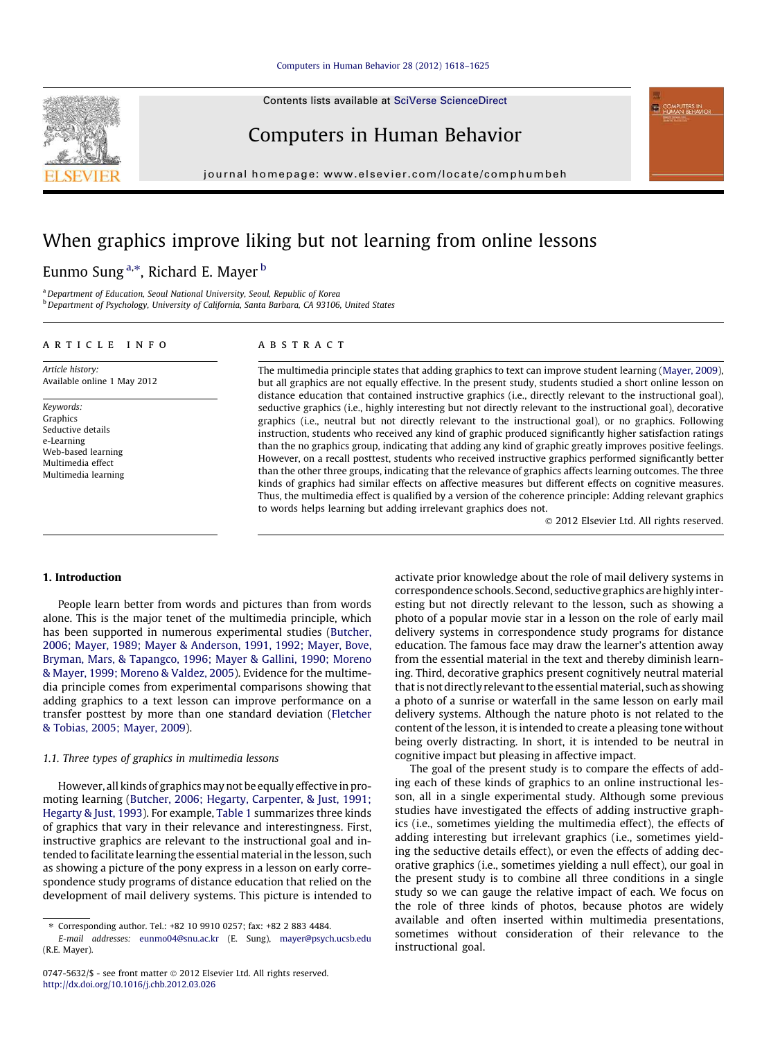# When graphics improve liking but not learning from online lessons

Eunmo Sung [a,*], Richard E. Mayer [b]

[a] Department of Education, Seoul National University, Seoul, Republic of Korea
[b] Department of Psychology, University of California, Santa Barbara, CA 93106, United States

**ARTICLE INFO**

*Article history:*
Available online 1 May 2012

*Keywords:*
Graphics
Seductive details
e-Learning
Web-based learning
Multimedia effect
Multimedia learning

**ABSTRACT**

The multimedia principle states that adding graphics to text can improve student learning (Mayer, 2009), but all graphics are not equally effective. In the present study, students studied a short online lesson on distance education that contained instructive graphics (i.e., directly relevant to the instructional goal), seductive graphics (i.e., highly interesting but not directly relevant to the instructional goal), decorative graphics (i.e., neutral but not directly relevant to the instructional goal), or no graphics. Following instruction, students who received any kind of graphic produced significantly higher satisfaction ratings than the no graphics group, indicating that adding any kind of graphic greatly improves positive feelings. However, on a recall posttest, students who received instructive graphics performed significantly better than the other three groups, indicating that the relevance of graphics affects learning outcomes. The three kinds of graphics had similar effects on affective measures but different effects on cognitive measures. Thus, the multimedia effect is qualified by a version of the coherence principle: Adding relevant graphics to words helps learning but adding irrelevant graphics does not.

© 2012 Elsevier Ltd. All rights reserved.

## 1. Introduction

People learn better from words and pictures than from words alone. This is the major tenet of the multimedia principle, which has been supported in numerous experimental studies (Butcher, 2006; Mayer, 1989; Mayer & Anderson, 1991, 1992; Mayer, Bove, Bryman, Mars, & Tapangco, 1996; Mayer & Gallini, 1990; Moreno & Mayer, 1999; Moreno & Valdez, 2005). Evidence for the multimedia principle comes from experimental comparisons showing that adding graphics to a text lesson can improve performance on a transfer posttest by more than one standard deviation (Fletcher & Tobias, 2005; Mayer, 2009).

### 1.1. Three types of graphics in multimedia lessons

However, all kinds of graphics may not be equally effective in promoting learning (Butcher, 2006; Hegarty, Carpenter, & Just, 1991; Hegarty & Just, 1993). For example, Table 1 summarizes three kinds of graphics that vary in their relevance and interestingness. First, instructive graphics are relevant to the instructional goal and intended to facilitate learning the essential material in the lesson, such as showing a picture of the pony express in a lesson on early correspondence study programs of distance education that relied on the development of mail delivery systems. This picture is intended to activate prior knowledge about the role of mail delivery systems in correspondence schools. Second, seductive graphics are highly interesting but not directly relevant to the lesson, such as showing a photo of a popular movie star in a lesson on the role of early mail delivery systems in correspondence study programs for distance education. The famous face may draw the learner's attention away from the essential material in the text and thereby diminish learning. Third, decorative graphics present cognitively neutral material that is not directly relevant to the essential material, such as showing a photo of a sunrise or waterfall in the same lesson on early mail delivery systems. Although the nature photo is not related to the content of the lesson, it is intended to create a pleasing tone without being overly distracting. In short, it is intended to be neutral in cognitive impact but pleasing in affective impact.

The goal of the present study is to compare the effects of adding each of these kinds of graphics to an online instructional lesson, all in a single experimental study. Although some previous studies have investigated the effects of adding instructive graphics (i.e., sometimes yielding the multimedia effect), the effects of adding interesting but irrelevant graphics (i.e., sometimes yielding the seductive details effect), or even the effects of adding decorative graphics (i.e., sometimes yielding a null effect), our goal in the present study is to combine all three conditions in a single study so we can gauge the relative impact of each. We focus on the role of three kinds of photos, because photos are widely available and often inserted within multimedia presentations, sometimes without consideration of their relevance to the instructional goal.

\* Corresponding author. Tel.: +82 10 9910 0257; fax: +82 2 883 4484.
E-mail addresses: eunmo04@snu.ac.kr (E. Sung), mayer@psych.ucsb.edu (R.E. Mayer).

0747-5632/$ - see front matter © 2012 Elsevier Ltd. All rights reserved.
http://dx.doi.org/10.1016/j.chb.2012.03.026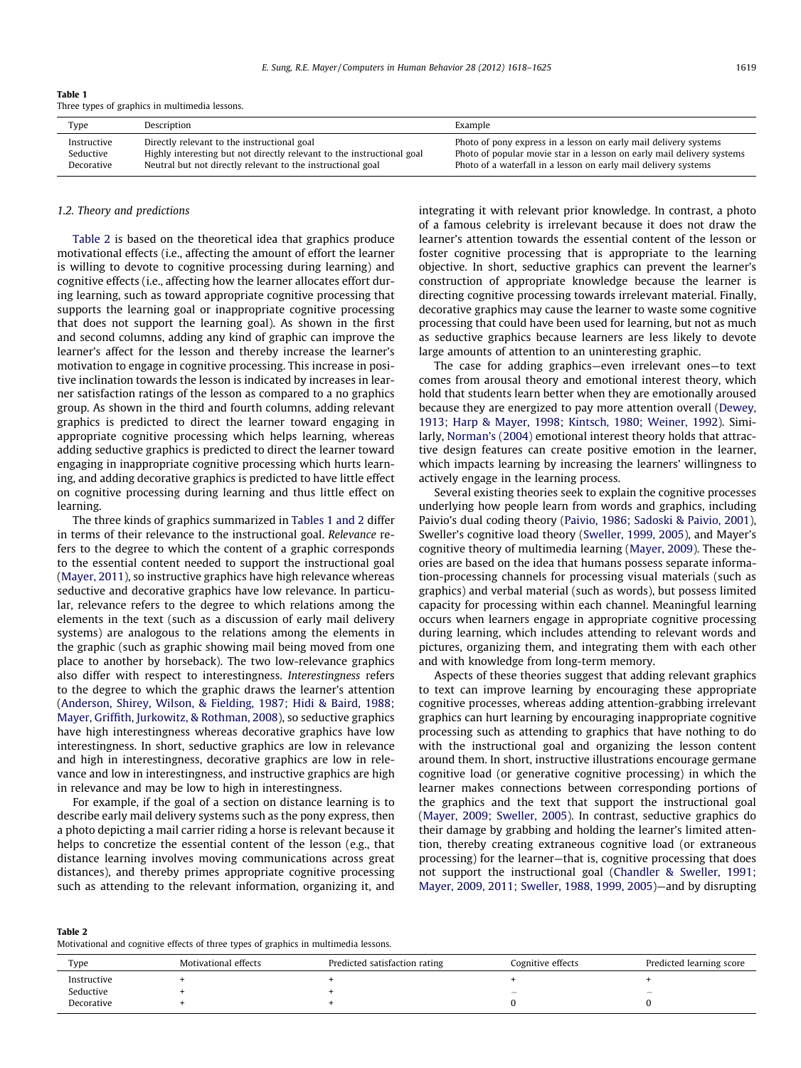**Table 1**
Three types of graphics in multimedia lessons.

| Type | Description | Example |
|---|---|---|
| Instructive | Directly relevant to the instructional goal | Photo of pony express in a lesson on early mail delivery systems |
| Seductive | Highly interesting but not directly relevant to the instructional goal | Photo of popular movie star in a lesson on early mail delivery systems |
| Decorative | Neutral but not directly relevant to the instructional goal | Photo of a waterfall in a lesson on early mail delivery systems |

### 1.2. Theory and predictions

Table 2 is based on the theoretical idea that graphics produce motivational effects (i.e., affecting the amount of effort the learner is willing to devote to cognitive processing during learning) and cognitive effects (i.e., affecting how the learner allocates effort during learning, such as toward appropriate cognitive processing that supports the learning goal or inappropriate cognitive processing that does not support the learning goal). As shown in the first and second columns, adding any kind of graphic can improve the learner's affect for the lesson and thereby increase the learner's motivation to engage in cognitive processing. This increase in positive inclination towards the lesson is indicated by increases in learner satisfaction ratings of the lesson as compared to a no graphics group. As shown in the third and fourth columns, adding relevant graphics is predicted to direct the learner toward engaging in appropriate cognitive processing which helps learning, whereas adding seductive graphics is predicted to direct the learner toward engaging in inappropriate cognitive processing which hurts learning, and adding decorative graphics is predicted to have little effect on cognitive processing during learning and thus little effect on learning.

The three kinds of graphics summarized in Tables 1 and 2 differ in terms of their relevance to the instructional goal. *Relevance* refers to the degree to which the content of a graphic corresponds to the essential content needed to support the instructional goal (Mayer, 2011), so instructive graphics have high relevance whereas seductive and decorative graphics have low relevance. In particular, relevance refers to the degree to which relations among the elements in the text (such as a discussion of early mail delivery systems) are analogous to the relations among the elements in the graphic (such as graphic showing mail being moved from one place to another by horseback). The two low-relevance graphics also differ with respect to interestingness. *Interestingness* refers to the degree to which the graphic draws the learner's attention (Anderson, Shirey, Wilson, & Fielding, 1987; Hidi & Baird, 1988; Mayer, Griffith, Jurkowitz, & Rothman, 2008), so seductive graphics have high interestingness whereas decorative graphics have low interestingness. In short, seductive graphics are low in relevance and high in interestingness, decorative graphics are low in relevance and low in interestingness, and instructive graphics are high in relevance and may be low to high in interestingness.

For example, if the goal of a section on distance learning is to describe early mail delivery systems such as the pony express, then a photo depicting a mail carrier riding a horse is relevant because it helps to concretize the essential content of the lesson (e.g., that distance learning involves moving communications across great distances), and thereby primes appropriate cognitive processing such as attending to the relevant information, organizing it, and integrating it with relevant prior knowledge. In contrast, a photo of a famous celebrity is irrelevant because it does not draw the learner's attention towards the essential content of the lesson or foster cognitive processing that is appropriate to the learning objective. In short, seductive graphics can prevent the learner's construction of appropriate knowledge because the learner is directing cognitive processing towards irrelevant material. Finally, decorative graphics may cause the learner to waste some cognitive processing that could have been used for learning, but not as much as seductive graphics because learners are less likely to devote large amounts of attention to an uninteresting graphic.

The case for adding graphics—even irrelevant ones—to text comes from arousal theory and emotional interest theory, which hold that students learn better when they are emotionally aroused because they are energized to pay more attention overall (Dewey, 1913; Harp & Mayer, 1998; Kintsch, 1980; Weiner, 1992). Similarly, Norman's (2004) emotional interest theory holds that attractive design features can create positive emotion in the learner, which impacts learning by increasing the learners' willingness to actively engage in the learning process.

Several existing theories seek to explain the cognitive processes underlying how people learn from words and graphics, including Paivio's dual coding theory (Paivio, 1986; Sadoski & Paivio, 2001), Sweller's cognitive load theory (Sweller, 1999, 2005), and Mayer's cognitive theory of multimedia learning (Mayer, 2009). These theories are based on the idea that humans possess separate information-processing channels for processing visual materials (such as graphics) and verbal material (such as words), but possess limited capacity for processing within each channel. Meaningful learning occurs when learners engage in appropriate cognitive processing during learning, which includes attending to relevant words and pictures, organizing them, and integrating them with each other and with knowledge from long-term memory.

Aspects of these theories suggest that adding relevant graphics to text can improve learning by encouraging these appropriate cognitive processes, whereas adding attention-grabbing irrelevant graphics can hurt learning by encouraging inappropriate cognitive processing such as attending to graphics that have nothing to do with the instructional goal and organizing the lesson content around them. In short, instructive illustrations encourage germane cognitive load (or generative cognitive processing) in which the learner makes connections between corresponding portions of the graphics and the text that support the instructional goal (Mayer, 2009; Sweller, 2005). In contrast, seductive graphics do their damage by grabbing and holding the learner's limited attention, thereby creating extraneous cognitive load (or extraneous processing) for the learner—that is, cognitive processing that does not support the instructional goal (Chandler & Sweller, 1991; Mayer, 2009, 2011; Sweller, 1988, 1999, 2005)—and by disrupting

**Table 2**
Motivational and cognitive effects of three types of graphics in multimedia lessons.

| Type | Motivational effects | Predicted satisfaction rating | Cognitive effects | Predicted learning score |
|---|---|---|---|---|
| Instructive | + | + | + | + |
| Seductive | + | + | – | – |
| Decorative | + | + | 0 | 0 |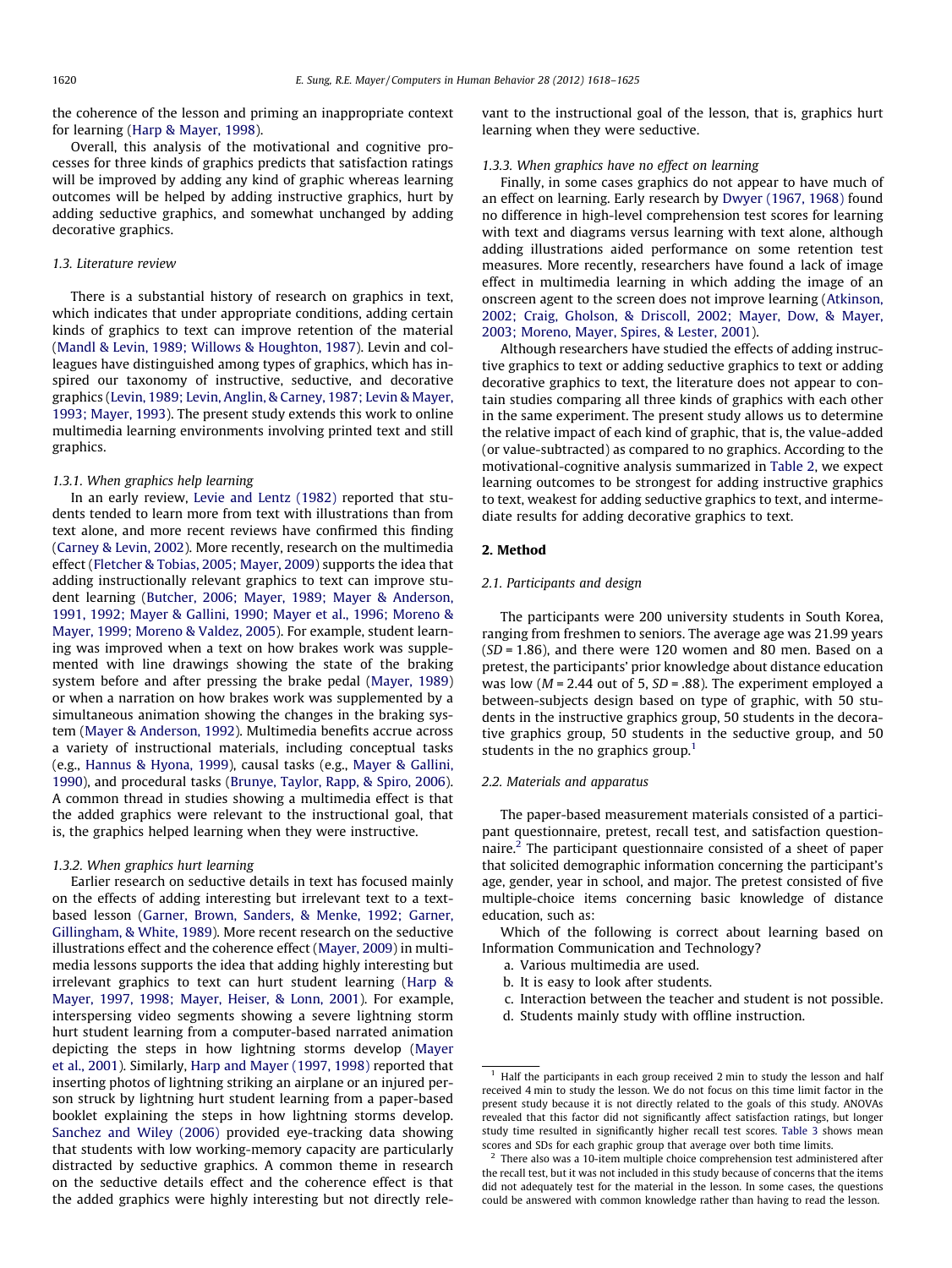the coherence of the lesson and priming an inappropriate context for learning (Harp & Mayer, 1998).

Overall, this analysis of the motivational and cognitive processes for three kinds of graphics predicts that satisfaction ratings will be improved by adding any kind of graphic whereas learning outcomes will be helped by adding instructive graphics, hurt by adding seductive graphics, and somewhat unchanged by adding decorative graphics.

### 1.3. Literature review

There is a substantial history of research on graphics in text, which indicates that under appropriate conditions, adding certain kinds of graphics to text can improve retention of the material (Mandl & Levin, 1989; Willows & Houghton, 1987). Levin and colleagues have distinguished among types of graphics, which has inspired our taxonomy of instructive, seductive, and decorative graphics (Levin, 1989; Levin, Anglin, & Carney, 1987; Levin & Mayer, 1993; Mayer, 1993). The present study extends this work to online multimedia learning environments involving printed text and still graphics.

#### 1.3.1. When graphics help learning

In an early review, Levie and Lentz (1982) reported that students tended to learn more from text with illustrations than from text alone, and more recent reviews have confirmed this finding (Carney & Levin, 2002). More recently, research on the multimedia effect (Fletcher & Tobias, 2005; Mayer, 2009) supports the idea that adding instructionally relevant graphics to text can improve student learning (Butcher, 2006; Mayer, 1989; Mayer & Anderson, 1991, 1992; Mayer & Gallini, 1990; Mayer et al., 1996; Moreno & Mayer, 1999; Moreno & Valdez, 2005). For example, student learning was improved when a text on how brakes work was supplemented with line drawings showing the state of the braking system before and after pressing the brake pedal (Mayer, 1989) or when a narration on how brakes work was supplemented by a simultaneous animation showing the changes in the braking system (Mayer & Anderson, 1992). Multimedia benefits accrue across a variety of instructional materials, including conceptual tasks (e.g., Hannus & Hyona, 1999), causal tasks (e.g., Mayer & Gallini, 1990), and procedural tasks (Brunye, Taylor, Rapp, & Spiro, 2006). A common thread in studies showing a multimedia effect is that the added graphics were relevant to the instructional goal, that is, the graphics helped learning when they were instructive.

#### 1.3.2. When graphics hurt learning

Earlier research on seductive details in text has focused mainly on the effects of adding interesting but irrelevant text to a text-based lesson (Garner, Brown, Sanders, & Menke, 1992; Garner, Gillingham, & White, 1989). More recent research on the seductive illustrations effect and the coherence effect (Mayer, 2009) in multimedia lessons supports the idea that adding highly interesting but irrelevant graphics to text can hurt student learning (Harp & Mayer, 1997, 1998; Mayer, Heiser, & Lonn, 2001). For example, interspersing video segments showing a severe lightning storm hurt student learning from a computer-based narrated animation depicting the steps in how lightning storms develop (Mayer et al., 2001). Similarly, Harp and Mayer (1997, 1998) reported that inserting photos of lightning striking an airplane or an injured person struck by lightning hurt student learning from a paper-based booklet explaining the steps in how lightning storms develop. Sanchez and Wiley (2006) provided eye-tracking data showing that students with low working-memory capacity are particularly distracted by seductive graphics. A common theme in research on the seductive details effect and the coherence effect is that the added graphics were highly interesting but not directly relevant to the instructional goal of the lesson, that is, graphics hurt learning when they were seductive.

#### 1.3.3. When graphics have no effect on learning

Finally, in some cases graphics do not appear to have much of an effect on learning. Early research by Dwyer (1967, 1968) found no difference in high-level comprehension test scores for learning with text and diagrams versus learning with text alone, although adding illustrations aided performance on some retention test measures. More recently, researchers have found a lack of image effect in multimedia learning in which adding the image of an onscreen agent to the screen does not improve learning (Atkinson, 2002; Craig, Gholson, & Driscoll, 2002; Mayer, Dow, & Mayer, 2003; Moreno, Mayer, Spires, & Lester, 2001).

Although researchers have studied the effects of adding instructive graphics to text or adding seductive graphics to text or adding decorative graphics to text, the literature does not appear to contain studies comparing all three kinds of graphics with each other in the same experiment. The present study allows us to determine the relative impact of each kind of graphic, that is, the value-added (or value-subtracted) as compared to no graphics. According to the motivational-cognitive analysis summarized in Table 2, we expect learning outcomes to be strongest for adding instructive graphics to text, weakest for adding seductive graphics to text, and intermediate results for adding decorative graphics to text.

## 2. Method

### 2.1. Participants and design

The participants were 200 university students in South Korea, ranging from freshmen to seniors. The average age was 21.99 years ($SD = 1.86$), and there were 120 women and 80 men. Based on a pretest, the participants' prior knowledge about distance education was low ($M = 2.44$ out of 5, $SD = .88$). The experiment employed a between-subjects design based on type of graphic, with 50 students in the instructive graphics group, 50 students in the decorative graphics group, 50 students in the seductive group, and 50 students in the no graphics group.[1]

### 2.2. Materials and apparatus

The paper-based measurement materials consisted of a participant questionnaire, pretest, recall test, and satisfaction questionnaire.[2] The participant questionnaire consisted of a sheet of paper that solicited demographic information concerning the participant's age, gender, year in school, and major. The pretest consisted of five multiple-choice items concerning basic knowledge of distance education, such as:

Which of the following is correct about learning based on Information Communication and Technology?

a. Various multimedia are used.
b. It is easy to look after students.
c. Interaction between the teacher and student is not possible.
d. Students mainly study with offline instruction.

[1] Half the participants in each group received 2 min to study the lesson and half received 4 min to study the lesson. We do not focus on this time limit factor in the present study because it is not directly related to the goals of this study. ANOVAs revealed that this factor did not significantly affect satisfaction ratings, but longer study time resulted in significantly higher recall test scores. Table 3 shows mean scores and SDs for each graphic group that average over both time limits.

[2] There also was a 10-item multiple choice comprehension test administered after the recall test, but it was not included in this study because of concerns that the items did not adequately test for the material in the lesson. In some cases, the questions could be answered with common knowledge rather than having to read the lesson.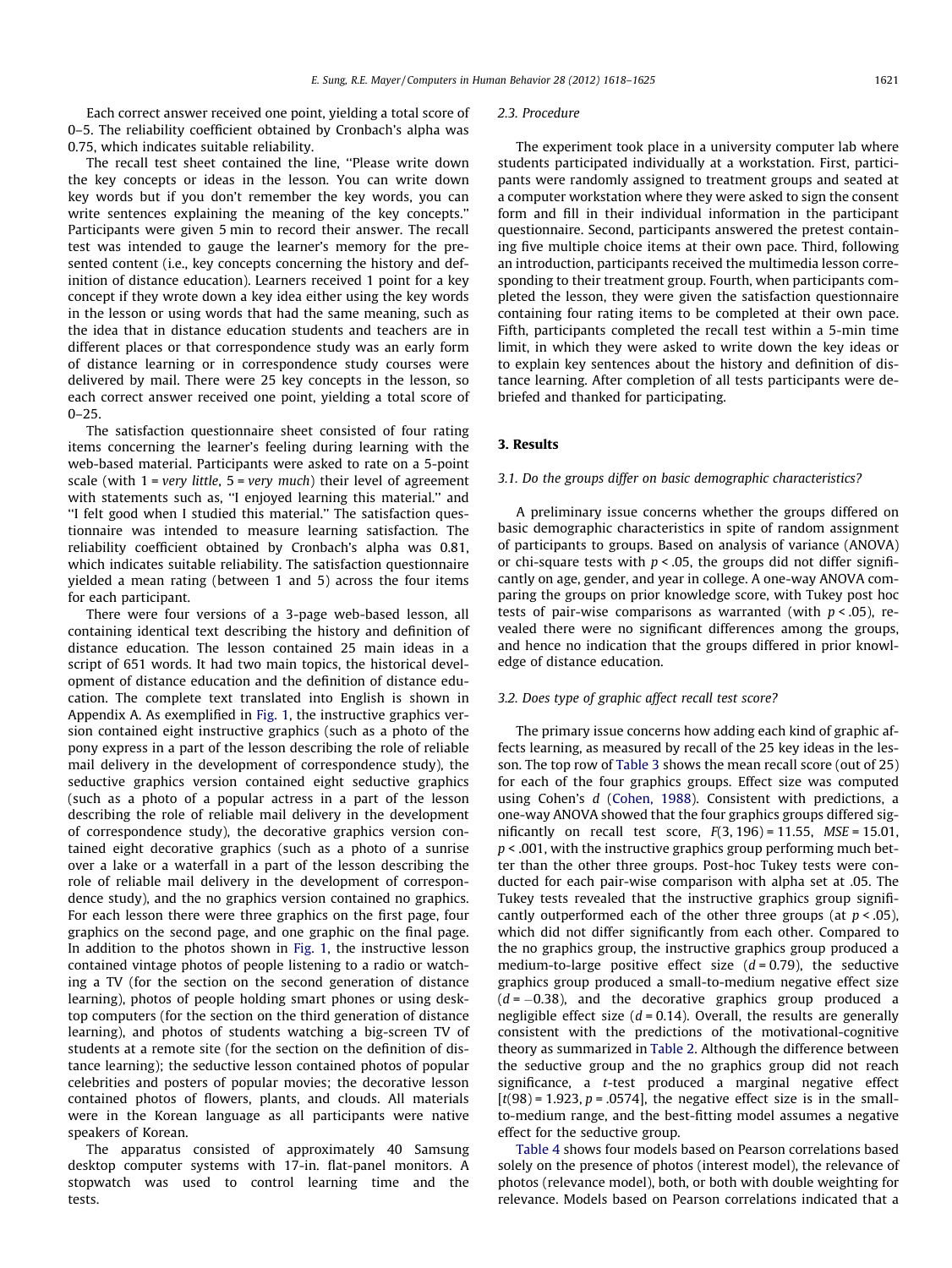Each correct answer received one point, yielding a total score of 0–5. The reliability coefficient obtained by Cronbach's alpha was 0.75, which indicates suitable reliability.

The recall test sheet contained the line, ''Please write down the key concepts or ideas in the lesson. You can write down key words but if you don't remember the key words, you can write sentences explaining the meaning of the key concepts.'' Participants were given 5 min to record their answer. The recall test was intended to gauge the learner's memory for the presented content (i.e., key concepts concerning the history and definition of distance education). Learners received 1 point for a key concept if they wrote down a key idea either using the key words in the lesson or using words that had the same meaning, such as the idea that in distance education students and teachers are in different places or that correspondence study was an early form of distance learning or in correspondence study courses were delivered by mail. There were 25 key concepts in the lesson, so each correct answer received one point, yielding a total score of 0–25.

The satisfaction questionnaire sheet consisted of four rating items concerning the learner's feeling during learning with the web-based material. Participants were asked to rate on a 5-point scale (with 1 = *very little*, 5 = *very much*) their level of agreement with statements such as, ''I enjoyed learning this material.'' and ''I felt good when I studied this material.'' The satisfaction questionnaire was intended to measure learning satisfaction. The reliability coefficient obtained by Cronbach's alpha was 0.81, which indicates suitable reliability. The satisfaction questionnaire yielded a mean rating (between 1 and 5) across the four items for each participant.

There were four versions of a 3-page web-based lesson, all containing identical text describing the history and definition of distance education. The lesson contained 25 main ideas in a script of 651 words. It had two main topics, the historical development of distance education and the definition of distance education. The complete text translated into English is shown in Appendix A. As exemplified in Fig. 1, the instructive graphics version contained eight instructive graphics (such as a photo of the pony express in a part of the lesson describing the role of reliable mail delivery in the development of correspondence study), the seductive graphics version contained eight seductive graphics (such as a photo of a popular actress in a part of the lesson describing the role of reliable mail delivery in the development of correspondence study), the decorative graphics version contained eight decorative graphics (such as a photo of a sunrise over a lake or a waterfall in a part of the lesson describing the role of reliable mail delivery in the development of correspondence study), and the no graphics version contained no graphics. For each lesson there were three graphics on the first page, four graphics on the second page, and one graphic on the final page. In addition to the photos shown in Fig. 1, the instructive lesson contained vintage photos of people listening to a radio or watching a TV (for the section on the second generation of distance learning), photos of people holding smart phones or using desktop computers (for the section on the third generation of distance learning), and photos of students watching a big-screen TV of students at a remote site (for the section on the definition of distance learning); the seductive lesson contained photos of popular celebrities and posters of popular movies; the decorative lesson contained photos of flowers, plants, and clouds. All materials were in the Korean language as all participants were native speakers of Korean.

The apparatus consisted of approximately 40 Samsung desktop computer systems with 17-in. flat-panel monitors. A stopwatch was used to control learning time and the tests.

### 2.3. Procedure

The experiment took place in a university computer lab where students participated individually at a workstation. First, participants were randomly assigned to treatment groups and seated at a computer workstation where they were asked to sign the consent form and fill in their individual information in the participant questionnaire. Second, participants answered the pretest containing five multiple choice items at their own pace. Third, following an introduction, participants received the multimedia lesson corresponding to their treatment group. Fourth, when participants completed the lesson, they were given the satisfaction questionnaire containing four rating items to be completed at their own pace. Fifth, participants completed the recall test within a 5-min time limit, in which they were asked to write down the key ideas or to explain key sentences about the history and definition of distance learning. After completion of all tests participants were debriefed and thanked for participating.

## 3. Results

### 3.1. Do the groups differ on basic demographic characteristics?

A preliminary issue concerns whether the groups differed on basic demographic characteristics in spite of random assignment of participants to groups. Based on analysis of variance (ANOVA) or chi-square tests with $p < .05$, the groups did not differ significantly on age, gender, and year in college. A one-way ANOVA comparing the groups on prior knowledge score, with Tukey post hoc tests of pair-wise comparisons as warranted (with $p < .05$), revealed there were no significant differences among the groups, and hence no indication that the groups differed in prior knowledge of distance education.

### 3.2. Does type of graphic affect recall test score?

The primary issue concerns how adding each kind of graphic affects learning, as measured by recall of the 25 key ideas in the lesson. The top row of Table 3 shows the mean recall score (out of 25) for each of the four graphics groups. Effect size was computed using Cohen's $d$ (Cohen, 1988). Consistent with predictions, a one-way ANOVA showed that the four graphics groups differed significantly on recall test score, $F(3, 196) = 11.55$, $MSE = 15.01$, $p < .001$, with the instructive graphics group performing much better than the other three groups. Post-hoc Tukey tests were conducted for each pair-wise comparison with alpha set at .05. The Tukey tests revealed that the instructive graphics group significantly outperformed each of the other three groups (at $p < .05$), which did not differ significantly from each other. Compared to the no graphics group, the instructive graphics group produced a medium-to-large positive effect size ($d = 0.79$), the seductive graphics group produced a small-to-medium negative effect size ($d = -0.38$), and the decorative graphics group produced a negligible effect size ($d = 0.14$). Overall, the results are generally consistent with the predictions of the motivational-cognitive theory as summarized in Table 2. Although the difference between the seductive group and the no graphics group did not reach significance, a $t$-test produced a marginal negative effect [$t(98) = 1.923$, $p = .0574$], the negative effect size is in the small-to-medium range, and the best-fitting model assumes a negative effect for the seductive group.

Table 4 shows four models based on Pearson correlations based solely on the presence of photos (interest model), the relevance of photos (relevance model), both, or both with double weighting for relevance. Models based on Pearson correlations indicated that a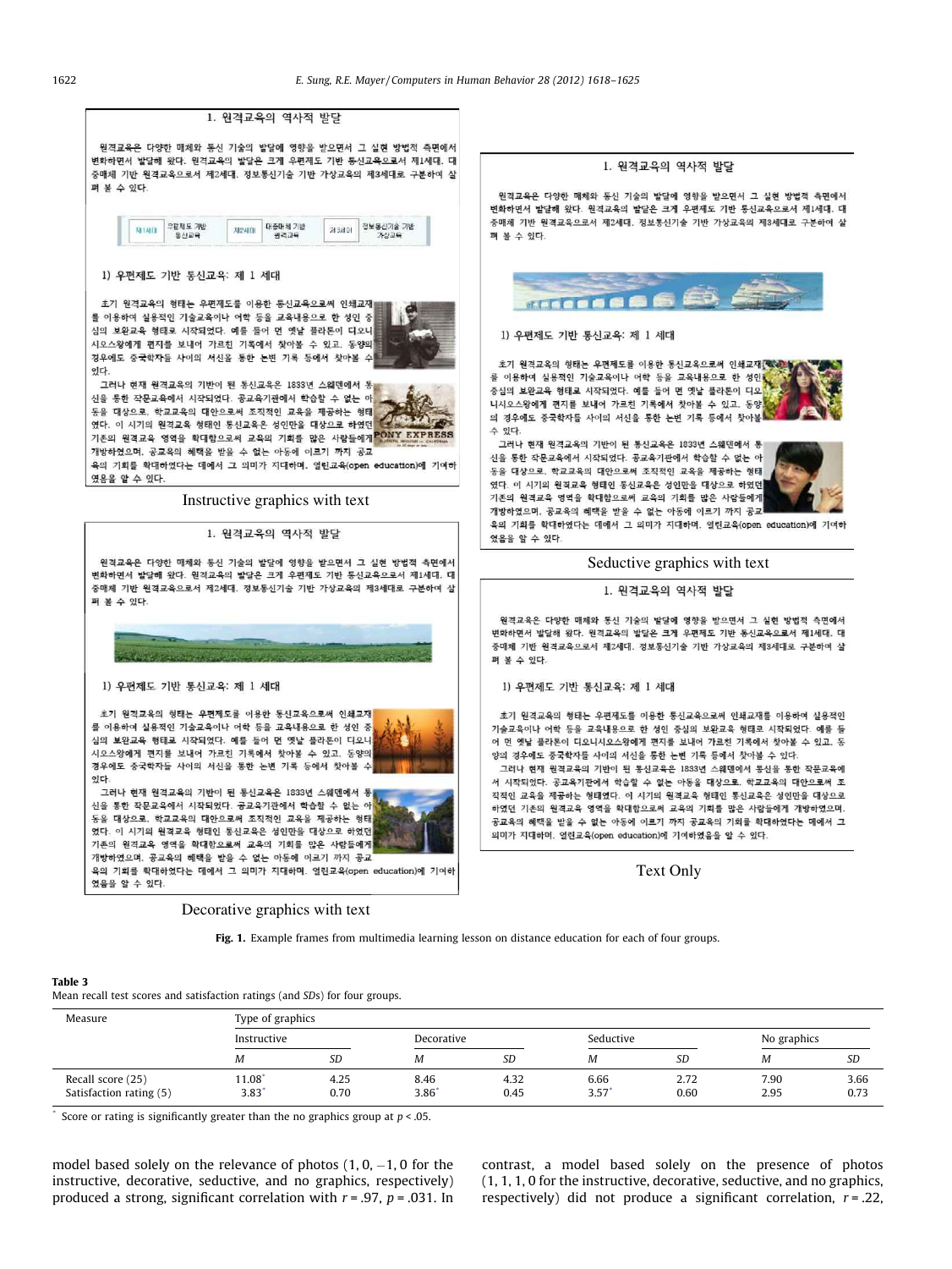Instructive graphics with text

Seductive graphics with text

Decorative graphics with text

Text Only

**Fig. 1.** Example frames from multimedia learning lesson on distance education for each of four groups.

**Table 3**
Mean recall test scores and satisfaction ratings (and *SDs*) for four groups.

| Measure | Type of graphics | | | | | | | |
|---|---|---|---|---|---|---|---|---|
| | Instructive | | Decorative | | Seductive | | No graphics | |
| | *M* | *SD* | *M* | *SD* | *M* | *SD* | *M* | *SD* |
| Recall score (25) | 11.08* | 4.25 | 8.46 | 4.32 | 6.66 | 2.72 | 7.90 | 3.66 |
| Satisfaction rating (5) | 3.83* | 0.70 | 3.86* | 0.45 | 3.57* | 0.60 | 2.95 | 0.73 |

\* Score or rating is significantly greater than the no graphics group at $p < .05$.

model based solely on the relevance of photos (1, 0, −1, 0 for the instructive, decorative, seductive, and no graphics, respectively) produced a strong, significant correlation with $r = .97$, $p = .031$. In contrast, a model based solely on the presence of photos (1, 1, 1, 0 for the instructive, decorative, seductive, and no graphics, respectively) did not produce a significant correlation, $r = .22$,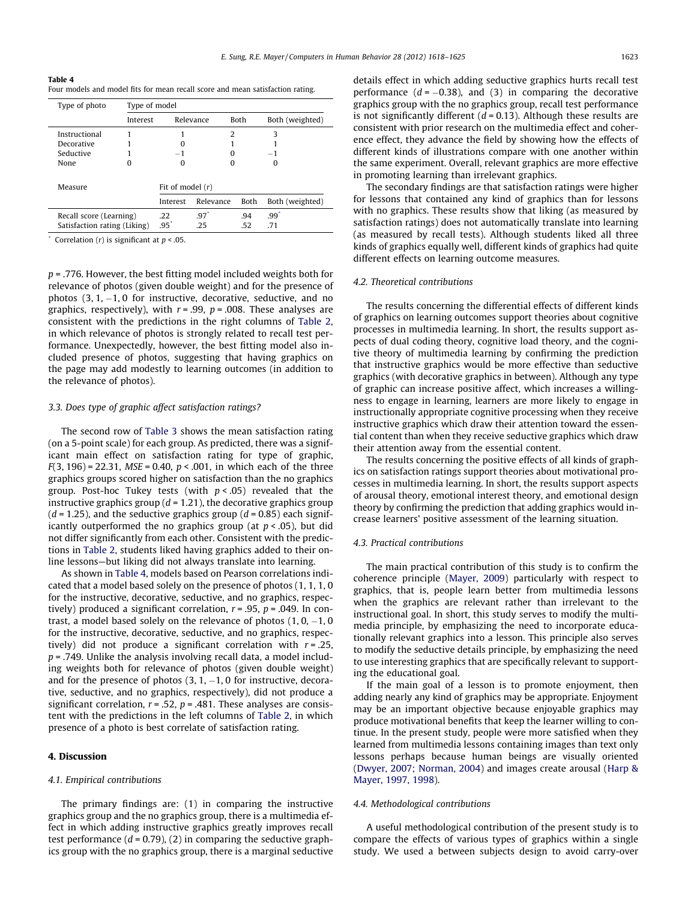**Table 4**
Four models and model fits for mean recall score and mean satisfaction rating.

| Type of photo | Type of model | | | |
|---|---|---|---|---|
| | Interest | Relevance | Both | Both (weighted) |
| Instructional | 1 | 1 | 2 | 3 |
| Decorative | 1 | 0 | 1 | 1 |
| Seductive | 1 | −1 | 0 | −1 |
| None | 0 | 0 | 0 | 0 |

| Measure | Fit of model ($r$) | | | |
|---|---|---|---|---|
| | Interest | Relevance | Both | Both (weighted) |
| Recall score (Learning) | .22 | .97* | .94 | .99* |
| Satisfaction rating (Liking) | .95* | .25 | .52 | .71 |

\* Correlation ($r$) is significant at $p < .05$.

$p = .776$. However, the best fitting model included weights both for relevance of photos (given double weight) and for the presence of photos (3, 1, −1, 0 for instructive, decorative, seductive, and no graphics, respectively), with $r = .99$, $p = .008$. These analyses are consistent with the predictions in the right columns of Table 2, in which relevance of photos is strongly related to recall test performance. Unexpectedly, however, the best fitting model also included presence of photos, suggesting that having graphics on the page may add modestly to learning outcomes (in addition to the relevance of photos).

### 3.3. Does type of graphic affect satisfaction ratings?

The second row of Table 3 shows the mean satisfaction rating (on a 5-point scale) for each group. As predicted, there was a significant main effect on satisfaction rating for type of graphic, $F(3, 196) = 22.31$, $MSE = 0.40$, $p < .001$, in which each of the three graphics groups scored higher on satisfaction than the no graphics group. Post-hoc Tukey tests (with $p < .05$) revealed that the instructive graphics group ($d = 1.21$), the decorative graphics group ($d = 1.25$), and the seductive graphics group ($d = 0.85$) each significantly outperformed the no graphics group (at $p < .05$), but did not differ significantly from each other. Consistent with the predictions in Table 2, students liked having graphics added to their online lessons—but liking did not always translate into learning.

As shown in Table 4, models based on Pearson correlations indicated that a model based solely on the presence of photos (1, 1, 1, 0 for the instructive, decorative, seductive, and no graphics, respectively) produced a significant correlation, $r = .95$, $p = .049$. In contrast, a model based solely on the relevance of photos (1, 0, −1, 0 for the instructive, decorative, seductive, and no graphics, respectively) did not produce a significant correlation with $r = .25$, $p = .749$. Unlike the analysis involving recall data, a model including weights both for relevance of photos (given double weight) and for the presence of photos (3, 1, −1, 0 for instructive, decorative, seductive, and no graphics, respectively), did not produce a significant correlation, $r = .52$, $p = .481$. These analyses are consistent with the predictions in the left columns of Table 2, in which presence of a photo is best correlate of satisfaction rating.

## 4. Discussion

### 4.1. Empirical contributions

The primary findings are: (1) in comparing the instructive graphics group and the no graphics group, there is a multimedia effect in which adding instructive graphics greatly improves recall test performance ($d = 0.79$), (2) in comparing the seductive graphics group with the no graphics group, there is a marginal seductive details effect in which adding seductive graphics hurts recall test performance ($d = -0.38$), and (3) in comparing the decorative graphics group with the no graphics group, recall test performance is not significantly different ($d = 0.13$). Although these results are consistent with prior research on the multimedia effect and coherence effect, they advance the field by showing how the effects of different kinds of illustrations compare with one another within the same experiment. Overall, relevant graphics are more effective in promoting learning than irrelevant graphics.

The secondary findings are that satisfaction ratings were higher for lessons that contained any kind of graphics than for lessons with no graphics. These results show that liking (as measured by satisfaction ratings) does not automatically translate into learning (as measured by recall tests). Although students liked all three kinds of graphics equally well, different kinds of graphics had quite different effects on learning outcome measures.

### 4.2. Theoretical contributions

The results concerning the differential effects of different kinds of graphics on learning outcomes support theories about cognitive processes in multimedia learning. In short, the results support aspects of dual coding theory, cognitive load theory, and the cognitive theory of multimedia learning by confirming the prediction that instructive graphics would be more effective than seductive graphics (with decorative graphics in between). Although any type of graphic can increase positive affect, which increases a willingness to engage in learning, learners are more likely to engage in instructionally appropriate cognitive processing when they receive instructive graphics which draw their attention toward the essential content than when they receive seductive graphics which draw their attention away from the essential content.

The results concerning the positive effects of all kinds of graphics on satisfaction ratings support theories about motivational processes in multimedia learning. In short, the results support aspects of arousal theory, emotional interest theory, and emotional design theory by confirming the prediction that adding graphics would increase learners' positive assessment of the learning situation.

### 4.3. Practical contributions

The main practical contribution of this study is to confirm the coherence principle (Mayer, 2009) particularly with respect to graphics, that is, people learn better from multimedia lessons when the graphics are relevant rather than irrelevant to the instructional goal. In short, this study serves to modify the multimedia principle, by emphasizing the need to incorporate educationally relevant graphics into a lesson. This principle also serves to modify the seductive details principle, by emphasizing the need to use interesting graphics that are specifically relevant to supporting the educational goal.

If the main goal of a lesson is to promote enjoyment, then adding nearly any kind of graphics may be appropriate. Enjoyment may be an important objective because enjoyable graphics may produce motivational benefits that keep the learner willing to continue. In the present study, people were more satisfied when they learned from multimedia lessons containing images than text only lessons perhaps because human beings are visually oriented (Dwyer, 2007; Norman, 2004) and images create arousal (Harp & Mayer, 1997, 1998).

### 4.4. Methodological contributions

A useful methodological contribution of the present study is to compare the effects of various types of graphics within a single study. We used a between subjects design to avoid carry-over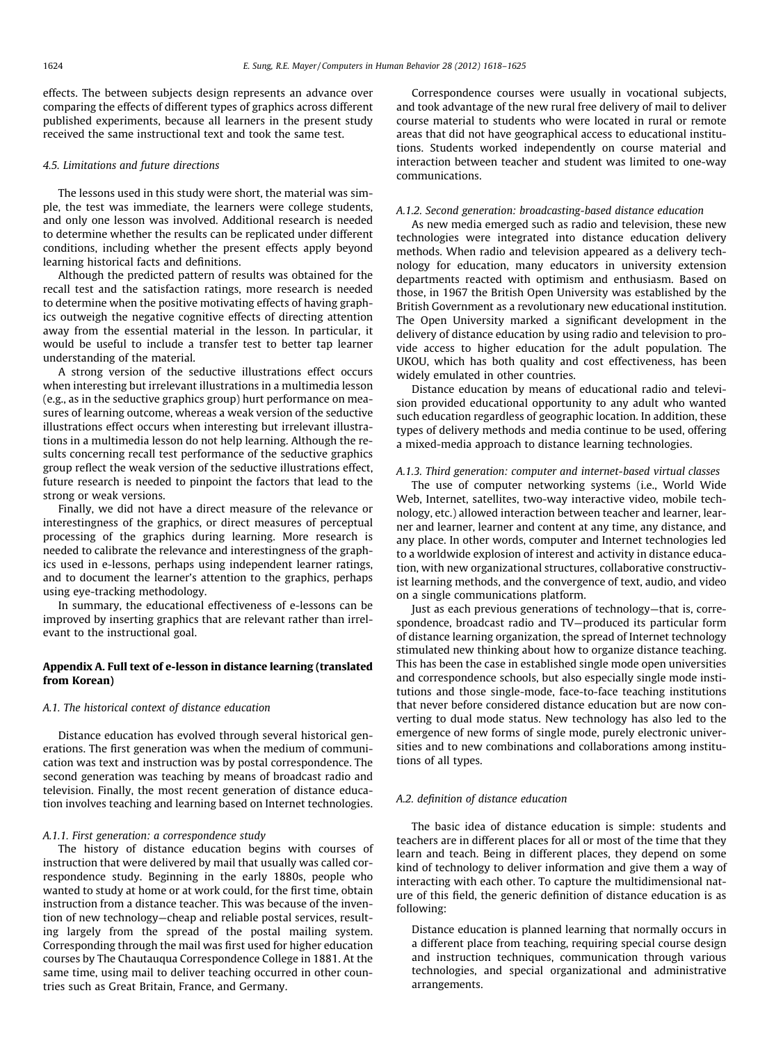effects. The between subjects design represents an advance over comparing the effects of different types of graphics across different published experiments, because all learners in the present study received the same instructional text and took the same test.

### 4.5. Limitations and future directions

The lessons used in this study were short, the material was simple, the test was immediate, the learners were college students, and only one lesson was involved. Additional research is needed to determine whether the results can be replicated under different conditions, including whether the present effects apply beyond learning historical facts and definitions.

Although the predicted pattern of results was obtained for the recall test and the satisfaction ratings, more research is needed to determine when the positive motivating effects of having graphics outweigh the negative cognitive effects of directing attention away from the essential material in the lesson. In particular, it would be useful to include a transfer test to better tap learner understanding of the material.

A strong version of the seductive illustrations effect occurs when interesting but irrelevant illustrations in a multimedia lesson (e.g., as in the seductive graphics group) hurt performance on measures of learning outcome, whereas a weak version of the seductive illustrations effect occurs when interesting but irrelevant illustrations in a multimedia lesson do not help learning. Although the results concerning recall test performance of the seductive graphics group reflect the weak version of the seductive illustrations effect, future research is needed to pinpoint the factors that lead to the strong or weak versions.

Finally, we did not have a direct measure of the relevance or interestingness of the graphics, or direct measures of perceptual processing of the graphics during learning. More research is needed to calibrate the relevance and interestingness of the graphics used in e-lessons, perhaps using independent learner ratings, and to document the learner's attention to the graphics, perhaps using eye-tracking methodology.

In summary, the educational effectiveness of e-lessons can be improved by inserting graphics that are relevant rather than irrelevant to the instructional goal.

## Appendix A. Full text of e-lesson in distance learning (translated from Korean)

### A.1. The historical context of distance education

Distance education has evolved through several historical generations. The first generation was when the medium of communication was text and instruction was by postal correspondence. The second generation was teaching by means of broadcast radio and television. Finally, the most recent generation of distance education involves teaching and learning based on Internet technologies.

#### A.1.1. First generation: a correspondence study

The history of distance education begins with courses of instruction that were delivered by mail that usually was called correspondence study. Beginning in the early 1880s, people who wanted to study at home or at work could, for the first time, obtain instruction from a distance teacher. This was because of the invention of new technology—cheap and reliable postal services, resulting largely from the spread of the postal mailing system. Corresponding through the mail was first used for higher education courses by The Chautauqua Correspondence College in 1881. At the same time, using mail to deliver teaching occurred in other countries such as Great Britain, France, and Germany.

Correspondence courses were usually in vocational subjects, and took advantage of the new rural free delivery of mail to deliver course material to students who were located in rural or remote areas that did not have geographical access to educational institutions. Students worked independently on course material and interaction between teacher and student was limited to one-way communications.

#### A.1.2. Second generation: broadcasting-based distance education

As new media emerged such as radio and television, these new technologies were integrated into distance education delivery methods. When radio and television appeared as a delivery technology for education, many educators in university extension departments reacted with optimism and enthusiasm. Based on those, in 1967 the British Open University was established by the British Government as a revolutionary new educational institution. The Open University marked a significant development in the delivery of distance education by using radio and television to provide access to higher education for the adult population. The UKOU, which has both quality and cost effectiveness, has been widely emulated in other countries.

Distance education by means of educational radio and television provided educational opportunity to any adult who wanted such education regardless of geographic location. In addition, these types of delivery methods and media continue to be used, offering a mixed-media approach to distance learning technologies.

#### A.1.3. Third generation: computer and internet-based virtual classes

The use of computer networking systems (i.e., World Wide Web, Internet, satellites, two-way interactive video, mobile technology, etc.) allowed interaction between teacher and learner, learner and learner, learner and content at any time, any distance, and any place. In other words, computer and Internet technologies led to a worldwide explosion of interest and activity in distance education, with new organizational structures, collaborative constructivist learning methods, and the convergence of text, audio, and video on a single communications platform.

Just as each previous generations of technology—that is, correspondence, broadcast radio and TV—produced its particular form of distance learning organization, the spread of Internet technology stimulated new thinking about how to organize distance teaching. This has been the case in established single mode open universities and correspondence schools, but also especially single mode institutions and those single-mode, face-to-face teaching institutions that never before considered distance education but are now converting to dual mode status. New technology has also led to the emergence of new forms of single mode, purely electronic universities and to new combinations and collaborations among institutions of all types.

### A.2. definition of distance education

The basic idea of distance education is simple: students and teachers are in different places for all or most of the time that they learn and teach. Being in different places, they depend on some kind of technology to deliver information and give them a way of interacting with each other. To capture the multidimensional nature of this field, the generic definition of distance education is as following:

> Distance education is planned learning that normally occurs in a different place from teaching, requiring special course design and instruction techniques, communication through various technologies, and special organizational and administrative arrangements.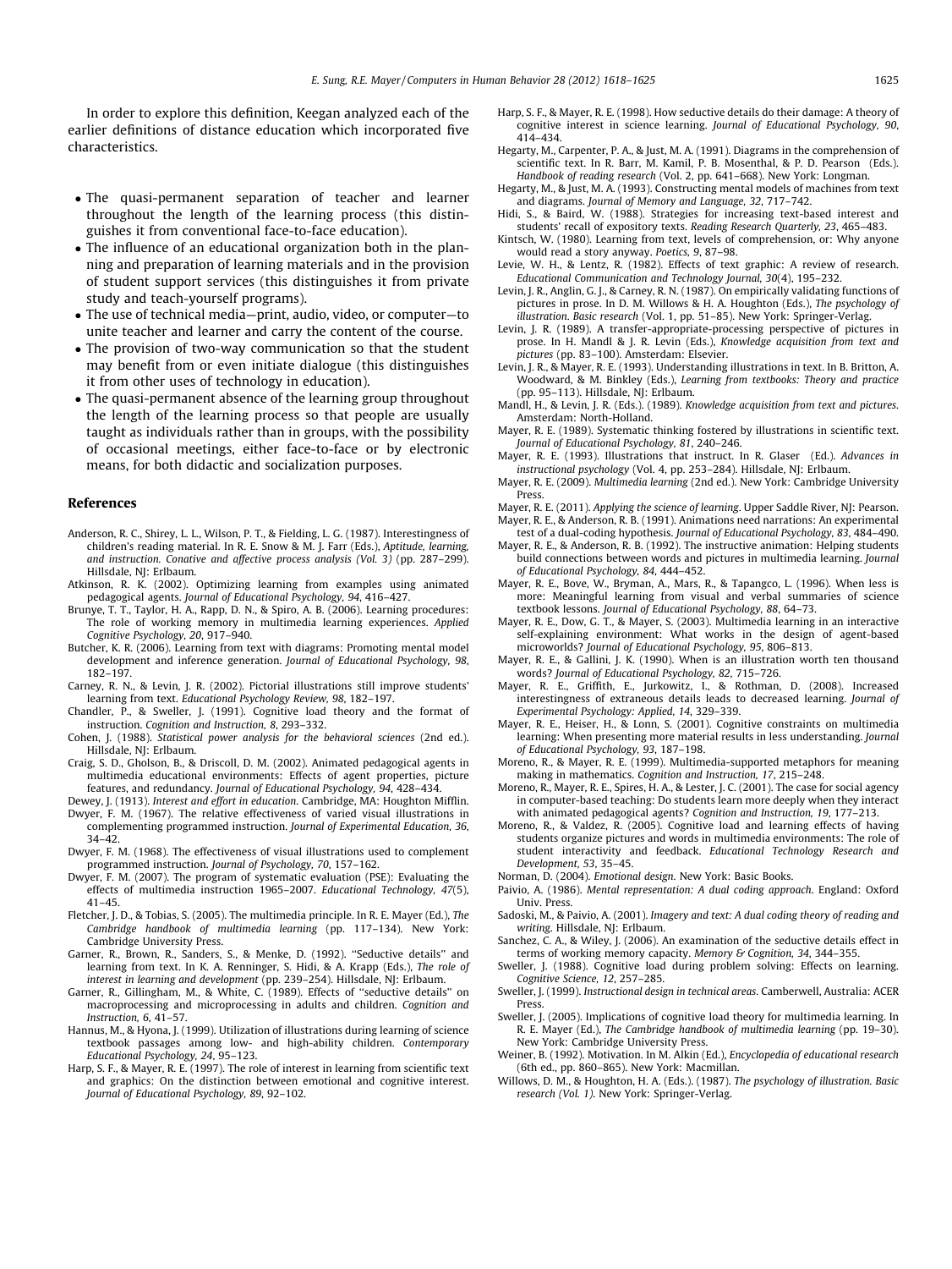In order to explore this definition, Keegan analyzed each of the earlier definitions of distance education which incorporated five characteristics.

- The quasi-permanent separation of teacher and learner throughout the length of the learning process (this distinguishes it from conventional face-to-face education).
- The influence of an educational organization both in the planning and preparation of learning materials and in the provision of student support services (this distinguishes it from private study and teach-yourself programs).
- The use of technical media—print, audio, video, or computer—to unite teacher and learner and carry the content of the course.
- The provision of two-way communication so that the student may benefit from or even initiate dialogue (this distinguishes it from other uses of technology in education).
- The quasi-permanent absence of the learning group throughout the length of the learning process so that people are usually taught as individuals rather than in groups, with the possibility of occasional meetings, either face-to-face or by electronic means, for both didactic and socialization purposes.

## References

Anderson, R. C., Shirey, L. L., Wilson, P. T., & Fielding, L. G. (1987). Interestingness of children's reading material. In R. E. Snow & M. J. Farr (Eds.), *Aptitude, learning, and instruction. Conative and affective process analysis (Vol. 3)* (pp. 287–299). Hillsdale, NJ: Erlbaum.

Atkinson, R. K. (2002). Optimizing learning from examples using animated pedagogical agents. *Journal of Educational Psychology, 94*, 416–427.

Brunye, T. T., Taylor, H. A., Rapp, D. N., & Spiro, A. B. (2006). Learning procedures: The role of working memory in multimedia learning experiences. *Applied Cognitive Psychology, 20*, 917–940.

Butcher, K. R. (2006). Learning from text with diagrams: Promoting mental model development and inference generation. *Journal of Educational Psychology, 98*, 182–197.

Carney, R. N., & Levin, J. R. (2002). Pictorial illustrations still improve students' learning from text. *Educational Psychology Review, 98*, 182–197.

Chandler, P., & Sweller, J. (1991). Cognitive load theory and the format of instruction. *Cognition and Instruction, 8*, 293–332.

Cohen, J. (1988). *Statistical power analysis for the behavioral sciences* (2nd ed.). Hillsdale, NJ: Erlbaum.

Craig, S. D., Gholson, B., & Driscoll, D. M. (2002). Animated pedagogical agents in multimedia educational environments: Effects of agent properties, picture features, and redundancy. *Journal of Educational Psychology, 94*, 428–434.

Dewey, J. (1913). *Interest and effort in education*. Cambridge, MA: Houghton Mifflin.

Dwyer, F. M. (1967). The relative effectiveness of varied visual illustrations in complementing programmed instruction. *Journal of Experimental Education, 36*, 34–42.

Dwyer, F. M. (1968). The effectiveness of visual illustrations used to complement programmed instruction. *Journal of Psychology, 70*, 157–162.

Dwyer, F. M. (2007). The program of systematic evaluation (PSE): Evaluating the effects of multimedia instruction 1965–2007. *Educational Technology, 47*(5), 41–45.

Fletcher, J. D., & Tobias, S. (2005). The multimedia principle. In R. E. Mayer (Ed.), *The Cambridge handbook of multimedia learning* (pp. 117–134). New York: Cambridge University Press.

Garner, R., Brown, R., Sanders, S., & Menke, D. (1992). "Seductive details" and learning from text. In K. A. Renninger, S. Hidi, & A. Krapp (Eds.), *The role of interest in learning and development* (pp. 239–254). Hillsdale, NJ: Erlbaum.

Garner, R., Gillingham, M., & White, C. (1989). Effects of "seductive details" on macroprocessing and microprocessing in adults and children. *Cognition and Instruction, 6*, 41–57.

Hannus, M., & Hyona, J. (1999). Utilization of illustrations during learning of science textbook passages among low- and high-ability children. *Contemporary Educational Psychology, 24*, 95–123.

Harp, S. F., & Mayer, R. E. (1997). The role of interest in learning from scientific text and graphics: On the distinction between emotional and cognitive interest. *Journal of Educational Psychology, 89*, 92–102.

Harp, S. F., & Mayer, R. E. (1998). How seductive details do their damage: A theory of cognitive interest in science learning. *Journal of Educational Psychology, 90*, 414–434.

Hegarty, M., Carpenter, P. A., & Just, M. A. (1991). Diagrams in the comprehension of scientific text. In R. Barr, M. Kamil, P. B. Mosenthal, & P. D. Pearson (Eds.). *Handbook of reading research* (Vol. 2, pp. 641–668). New York: Longman.

Hegarty, M., & Just, M. A. (1993). Constructing mental models of machines from text and diagrams. *Journal of Memory and Language, 32*, 717–742.

Hidi, S., & Baird, W. (1988). Strategies for increasing text-based interest and students' recall of expository texts. *Reading Research Quarterly, 23*, 465–483.

Kintsch, W. (1980). Learning from text, levels of comprehension, or: Why anyone would read a story anyway. *Poetics, 9*, 87–98.

Levie, W. H., & Lentz, R. (1982). Effects of text graphic: A review of research. *Educational Communication and Technology Journal, 30*(4), 195–232.

Levin, J. R., Anglin, G. J., & Carney, R. N. (1987). On empirically validating functions of pictures in prose. In D. M. Willows & H. A. Houghton (Eds.), *The psychology of illustration. Basic research* (Vol. 1, pp. 51–85). New York: Springer-Verlag.

Levin, J. R. (1989). A transfer-appropriate-processing perspective of pictures in prose. In H. Mandl & J. R. Levin (Eds.), *Knowledge acquisition from text and pictures* (pp. 83–100). Amsterdam: Elsevier.

Levin, J. R., & Mayer, R. E. (1993). Understanding illustrations in text. In B. Britton, A. Woodward, & M. Binkley (Eds.), *Learning from textbooks: Theory and practice* (pp. 95–113). Hillsdale, NJ: Erlbaum.

Mandl, H., & Levin, J. R. (Eds.). (1989). *Knowledge acquisition from text and pictures*. Amsterdam: North-Holland.

Mayer, R. E. (1989). Systematic thinking fostered by illustrations in scientific text. *Journal of Educational Psychology, 81*, 240–246.

Mayer, R. E. (1993). Illustrations that instruct. In R. Glaser (Ed.). *Advances in instructional psychology* (Vol. 4, pp. 253–284). Hillsdale, NJ: Erlbaum.

Mayer, R. E. (2009). *Multimedia learning* (2nd ed.). New York: Cambridge University Press.

Mayer, R. E. (2011). *Applying the science of learning*. Upper Saddle River, NJ: Pearson.

Mayer, R. E., & Anderson, R. B. (1991). Animations need narrations: An experimental test of a dual-coding hypothesis. *Journal of Educational Psychology, 83*, 484–490.

Mayer, R. E., & Anderson, R. B. (1992). The instructive animation: Helping students build connections between words and pictures in multimedia learning. *Journal of Educational Psychology, 84*, 444–452.

Mayer, R. E., Bove, W., Bryman, A., Mars, R., & Tapangco, L. (1996). When less is more: Meaningful learning from visual and verbal summaries of science textbook lessons. *Journal of Educational Psychology, 88*, 64–73.

Mayer, R. E., Dow, G. T., & Mayer, S. (2003). Multimedia learning in an interactive self-explaining environment: What works in the design of agent-based microworlds? *Journal of Educational Psychology, 95*, 806–813.

Mayer, R. E., & Gallini, J. K. (1990). When is an illustration worth ten thousand words? *Journal of Educational Psychology, 82*, 715–726.

Mayer, R. E., Griffith, E., Jurkowitz, I., & Rothman, D. (2008). Increased interestingness of extraneous details leads to decreased learning. *Journal of Experimental Psychology: Applied, 14*, 329–339.

Mayer, R. E., Heiser, H., & Lonn, S. (2001). Cognitive constraints on multimedia learning: When presenting more material results in less understanding. *Journal of Educational Psychology, 93*, 187–198.

Moreno, R., & Mayer, R. E. (1999). Multimedia-supported metaphors for meaning making in mathematics. *Cognition and Instruction, 17*, 215–248.

Moreno, R., Mayer, R. E., Spires, H. A., & Lester, J. C. (2001). The case for social agency in computer-based teaching: Do students learn more deeply when they interact with animated pedagogical agents? *Cognition and Instruction, 19*, 177–213.

Moreno, R., & Valdez, R. (2005). Cognitive load and learning effects of having students organize pictures and words in multimedia environments: The role of student interactivity and feedback. *Educational Technology Research and Development, 53*, 35–45.

Norman, D. (2004). *Emotional design*. New York: Basic Books.

Paivio, A. (1986). *Mental representation: A dual coding approach*. England: Oxford Univ. Press.

Sadoski, M., & Paivio, A. (2001). *Imagery and text: A dual coding theory of reading and writing*. Hillsdale, NJ: Erlbaum.

Sanchez, C. A., & Wiley, J. (2006). An examination of the seductive details effect in terms of working memory capacity. *Memory & Cognition, 34*, 344–355.

Sweller, J. (1988). Cognitive load during problem solving: Effects on learning. *Cognitive Science, 12*, 257–285.

Sweller, J. (1999). *Instructional design in technical areas*. Camberwell, Australia: ACER Press.

Sweller, J. (2005). Implications of cognitive load theory for multimedia learning. In R. E. Mayer (Ed.), *The Cambridge handbook of multimedia learning* (pp. 19–30). New York: Cambridge University Press.

Weiner, B. (1992). Motivation. In M. Alkin (Ed.), *Encyclopedia of educational research* (6th ed., pp. 860–865). New York: Macmillan.

Willows, D. M., & Houghton, H. A. (Eds.). (1987). *The psychology of illustration. Basic research (Vol. 1)*. New York: Springer-Verlag.